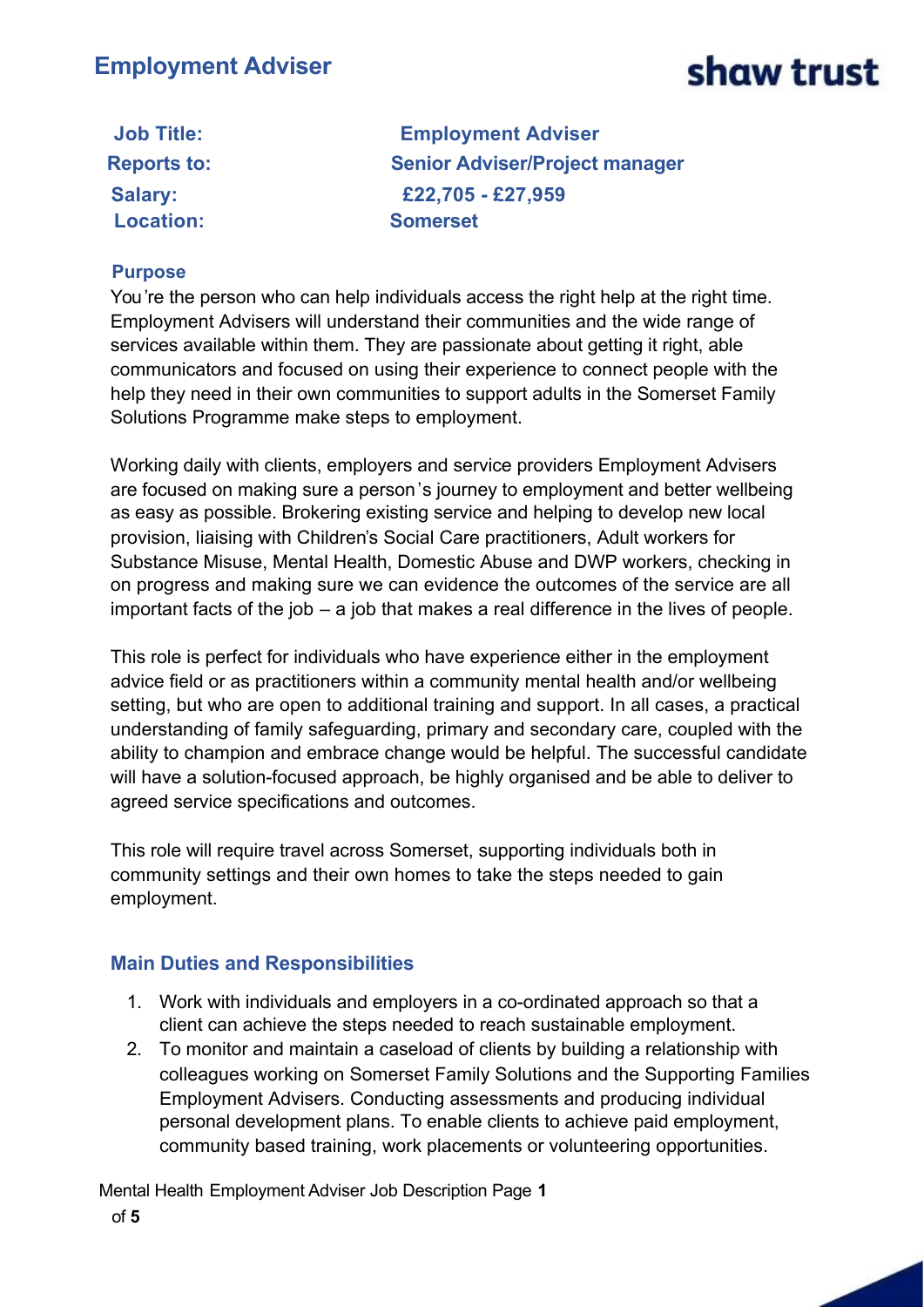# Employment Adviser

**shaw trust**

| | |
|---|---|
| **Job Title:** | **Employment Adviser** |
| **Reports to:** | **Senior Adviser/Project manager** |
| **Salary:** | **£22,705 - £27,959** |
| **Location:** | **Somerset** |

## Purpose

You're the person who can help individuals access the right help at the right time. Employment Advisers will understand their communities and the wide range of services available within them. They are passionate about getting it right, able communicators and focused on using their experience to connect people with the help they need in their own communities to support adults in the Somerset Family Solutions Programme make steps to employment.

Working daily with clients, employers and service providers Employment Advisers are focused on making sure a person's journey to employment and better wellbeing as easy as possible. Brokering existing service and helping to develop new local provision, liaising with Children's Social Care practitioners, Adult workers for Substance Misuse, Mental Health, Domestic Abuse and DWP workers, checking in on progress and making sure we can evidence the outcomes of the service are all important facts of the job – a job that makes a real difference in the lives of people.

This role is perfect for individuals who have experience either in the employment advice field or as practitioners within a community mental health and/or wellbeing setting, but who are open to additional training and support. In all cases, a practical understanding of family safeguarding, primary and secondary care, coupled with the ability to champion and embrace change would be helpful. The successful candidate will have a solution-focused approach, be highly organised and be able to deliver to agreed service specifications and outcomes.

This role will require travel across Somerset, supporting individuals both in community settings and their own homes to take the steps needed to gain employment.

## Main Duties and Responsibilities

1. Work with individuals and employers in a co-ordinated approach so that a client can achieve the steps needed to reach sustainable employment.
2. To monitor and maintain a caseload of clients by building a relationship with colleagues working on Somerset Family Solutions and the Supporting Families Employment Advisers. Conducting assessments and producing individual personal development plans. To enable clients to achieve paid employment, community based training, work placements or volunteering opportunities.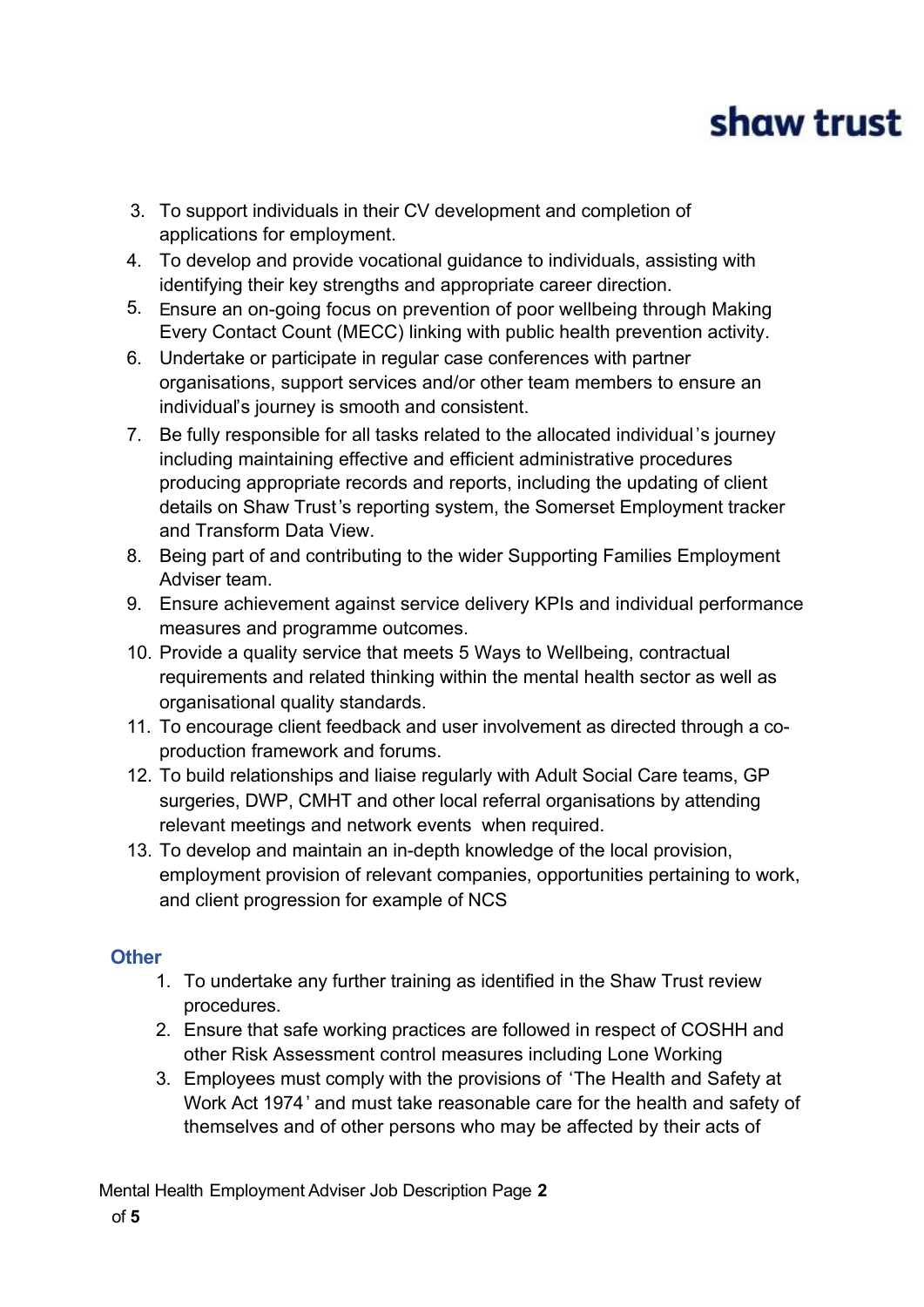3. To support individuals in their CV development and completion of applications for employment.
4. To develop and provide vocational guidance to individuals, assisting with identifying their key strengths and appropriate career direction.
5. Ensure an on-going focus on prevention of poor wellbeing through Making Every Contact Count (MECC) linking with public health prevention activity.
6. Undertake or participate in regular case conferences with partner organisations, support services and/or other team members to ensure an individual's journey is smooth and consistent.
7. Be fully responsible for all tasks related to the allocated individual's journey including maintaining effective and efficient administrative procedures producing appropriate records and reports, including the updating of client details on Shaw Trust's reporting system, the Somerset Employment tracker and Transform Data View.
8. Being part of and contributing to the wider Supporting Families Employment Adviser team.
9. Ensure achievement against service delivery KPIs and individual performance measures and programme outcomes.
10. Provide a quality service that meets 5 Ways to Wellbeing, contractual requirements and related thinking within the mental health sector as well as organisational quality standards.
11. To encourage client feedback and user involvement as directed through a co-production framework and forums.
12. To build relationships and liaise regularly with Adult Social Care teams, GP surgeries, DWP, CMHT and other local referral organisations by attending relevant meetings and network events when required.
13. To develop and maintain an in-depth knowledge of the local provision, employment provision of relevant companies, opportunities pertaining to work, and client progression for example of NCS

### Other

1. To undertake any further training as identified in the Shaw Trust review procedures.
2. Ensure that safe working practices are followed in respect of COSHH and other Risk Assessment control measures including Lone Working
3. Employees must comply with the provisions of 'The Health and Safety at Work Act 1974' and must take reasonable care for the health and safety of themselves and of other persons who may be affected by their acts of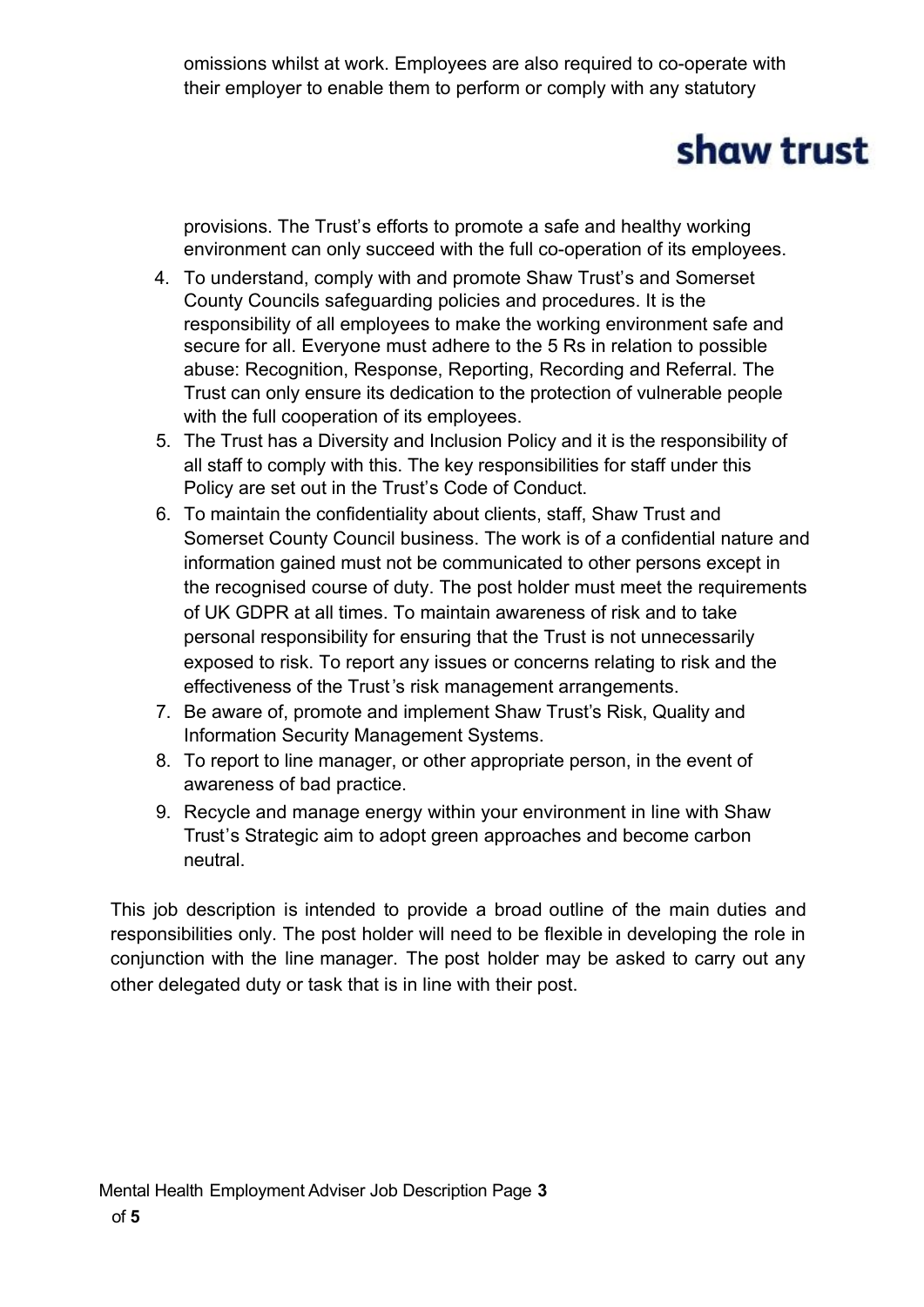omissions whilst at work. Employees are also required to co-operate with their employer to enable them to perform or comply with any statutory provisions. The Trust's efforts to promote a safe and healthy working environment can only succeed with the full co-operation of its employees.

4. To understand, comply with and promote Shaw Trust's and Somerset County Councils safeguarding policies and procedures. It is the responsibility of all employees to make the working environment safe and secure for all. Everyone must adhere to the 5 Rs in relation to possible abuse: Recognition, Response, Reporting, Recording and Referral. The Trust can only ensure its dedication to the protection of vulnerable people with the full cooperation of its employees.
5. The Trust has a Diversity and Inclusion Policy and it is the responsibility of all staff to comply with this. The key responsibilities for staff under this Policy are set out in the Trust's Code of Conduct.
6. To maintain the confidentiality about clients, staff, Shaw Trust and Somerset County Council business. The work is of a confidential nature and information gained must not be communicated to other persons except in the recognised course of duty. The post holder must meet the requirements of UK GDPR at all times. To maintain awareness of risk and to take personal responsibility for ensuring that the Trust is not unnecessarily exposed to risk. To report any issues or concerns relating to risk and the effectiveness of the Trust's risk management arrangements.
7. Be aware of, promote and implement Shaw Trust's Risk, Quality and Information Security Management Systems.
8. To report to line manager, or other appropriate person, in the event of awareness of bad practice.
9. Recycle and manage energy within your environment in line with Shaw Trust's Strategic aim to adopt green approaches and become carbon neutral.

This job description is intended to provide a broad outline of the main duties and responsibilities only. The post holder will need to be flexible in developing the role in conjunction with the line manager. The post holder may be asked to carry out any other delegated duty or task that is in line with their post.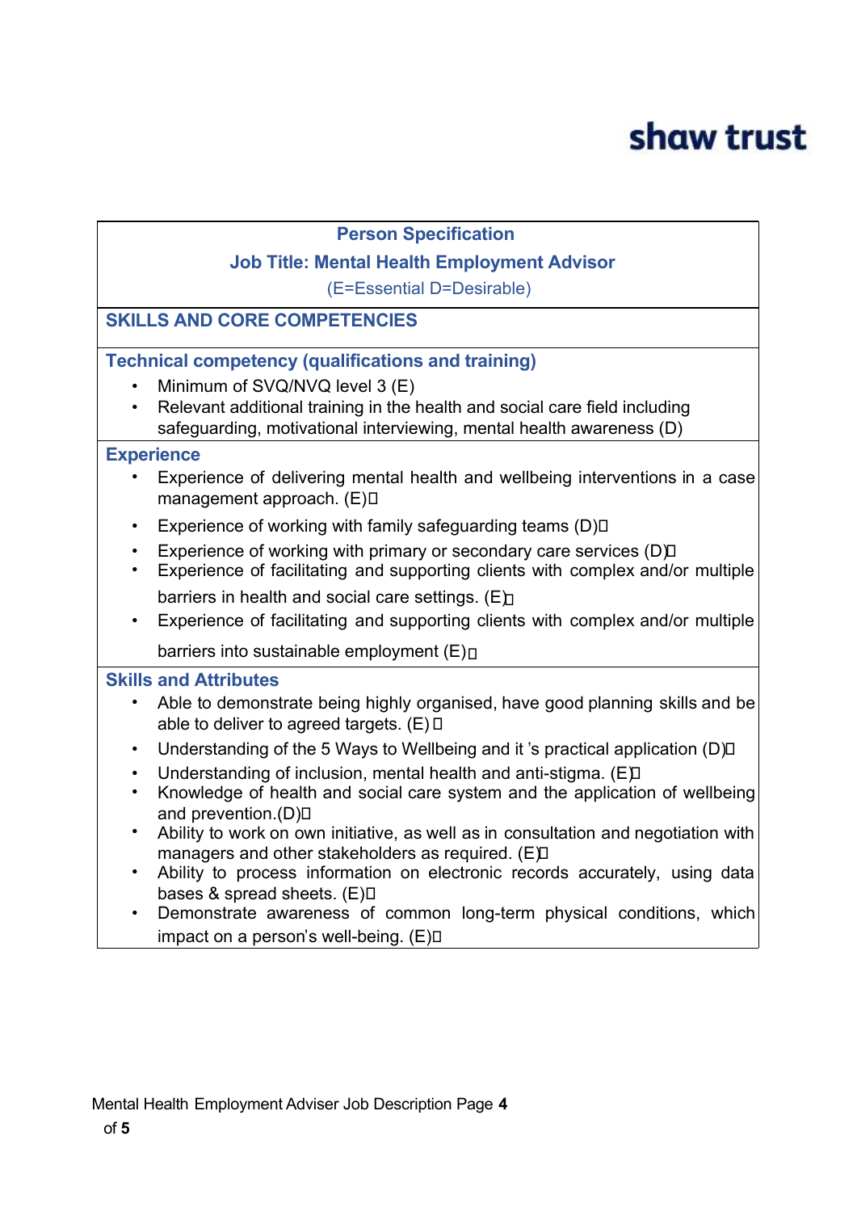## Person Specification

### Job Title: Mental Health Employment Advisor

(E=Essential D=Desirable)

### SKILLS AND CORE COMPETENCIES

#### Technical competency (qualifications and training)

- Minimum of SVQ/NVQ level 3 (E)
- Relevant additional training in the health and social care field including safeguarding, motivational interviewing, mental health awareness (D)

#### Experience

- Experience of delivering mental health and wellbeing interventions in a case management approach. (E)
- Experience of working with family safeguarding teams (D)
- Experience of working with primary or secondary care services (D)
- Experience of facilitating and supporting clients with complex and/or multiple barriers in health and social care settings. (E)
- Experience of facilitating and supporting clients with complex and/or multiple barriers into sustainable employment (E)

#### Skills and Attributes

- Able to demonstrate being highly organised, have good planning skills and be able to deliver to agreed targets. (E)
- Understanding of the 5 Ways to Wellbeing and it 's practical application (D)
- Understanding of inclusion, mental health and anti-stigma. (E)
- Knowledge of health and social care system and the application of wellbeing and prevention.(D)
- Ability to work on own initiative, as well as in consultation and negotiation with managers and other stakeholders as required. (E)
- Ability to process information on electronic records accurately, using data bases & spread sheets. (E)
- Demonstrate awareness of common long-term physical conditions, which impact on a person's well-being. (E)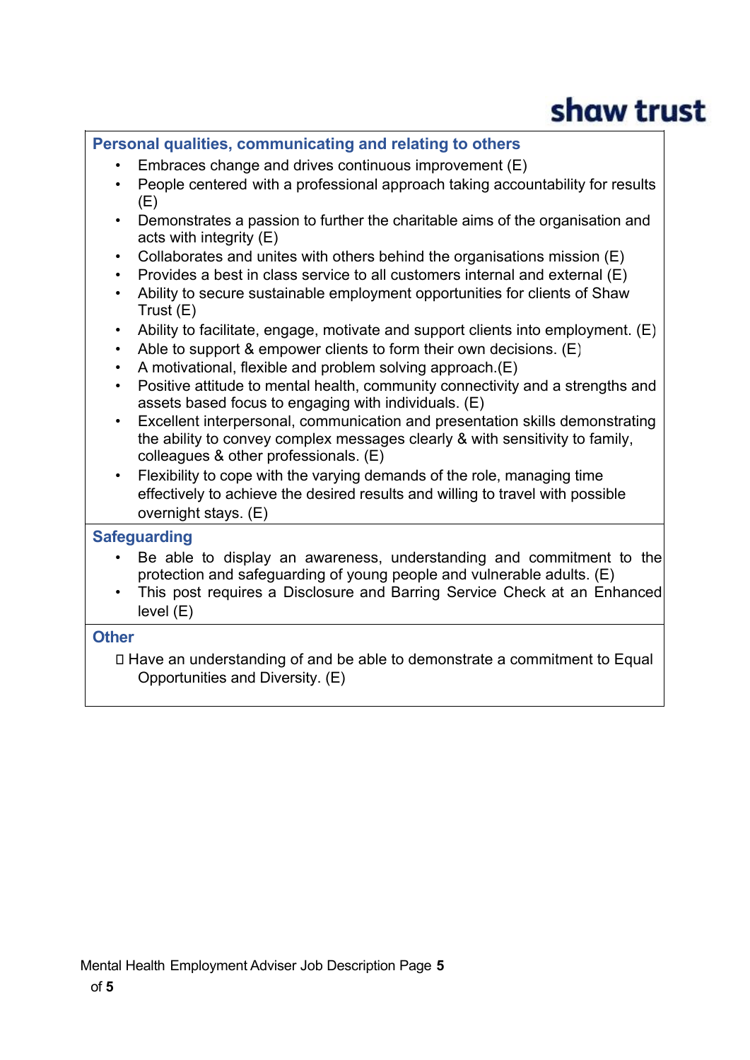## Personal qualities, communicating and relating to others

- Embraces change and drives continuous improvement (E)
- People centered with a professional approach taking accountability for results (E)
- Demonstrates a passion to further the charitable aims of the organisation and acts with integrity (E)
- Collaborates and unites with others behind the organisations mission (E)
- Provides a best in class service to all customers internal and external (E)
- Ability to secure sustainable employment opportunities for clients of Shaw Trust (E)
- Ability to facilitate, engage, motivate and support clients into employment. (E)
- Able to support & empower clients to form their own decisions. (E)
- A motivational, flexible and problem solving approach.(E)
- Positive attitude to mental health, community connectivity and a strengths and assets based focus to engaging with individuals. (E)
- Excellent interpersonal, communication and presentation skills demonstrating the ability to convey complex messages clearly & with sensitivity to family, colleagues & other professionals. (E)
- Flexibility to cope with the varying demands of the role, managing time effectively to achieve the desired results and willing to travel with possible overnight stays. (E)

## Safeguarding

- Be able to display an awareness, understanding and commitment to the protection and safeguarding of young people and vulnerable adults. (E)
- This post requires a Disclosure and Barring Service Check at an Enhanced level (E)

## Other

- Have an understanding of and be able to demonstrate a commitment to Equal Opportunities and Diversity. (E)